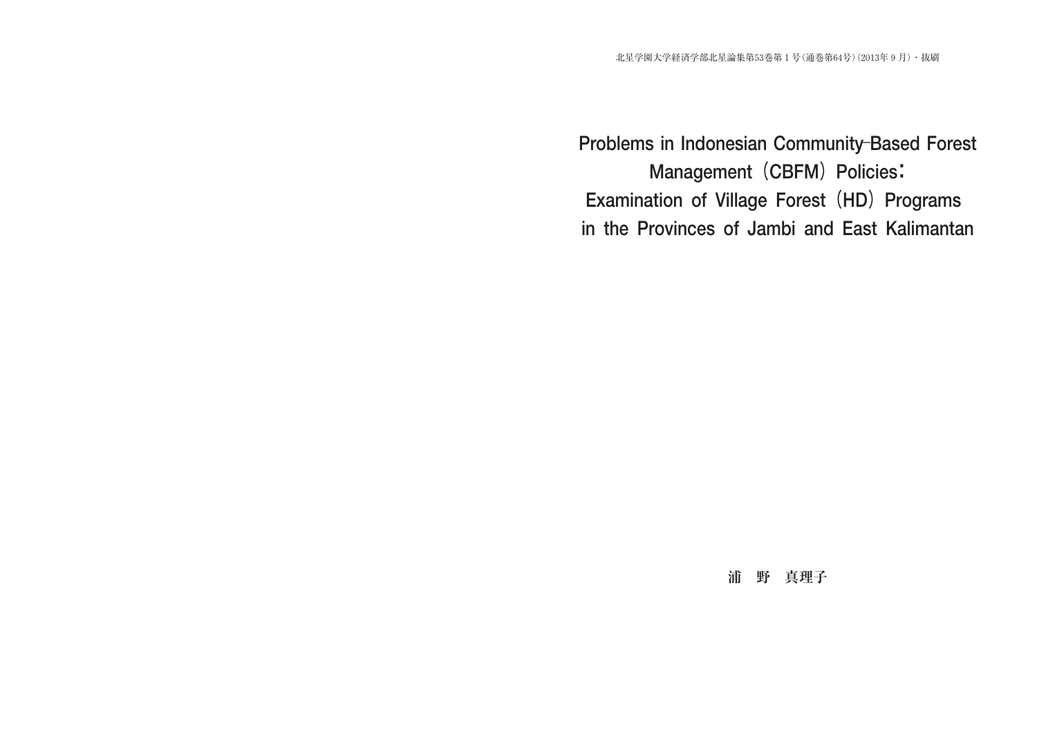北星学園大学経済学部北星論集第53巻第１号(通巻第64号)(2013年９月)・抜刷

# Problems in Indonesian Community-Based Forest Management（CBFM）Policies: Examination of Village Forest（HD）Programs in the Provinces of Jambi and East Kalimantan

**浦　野　真理子**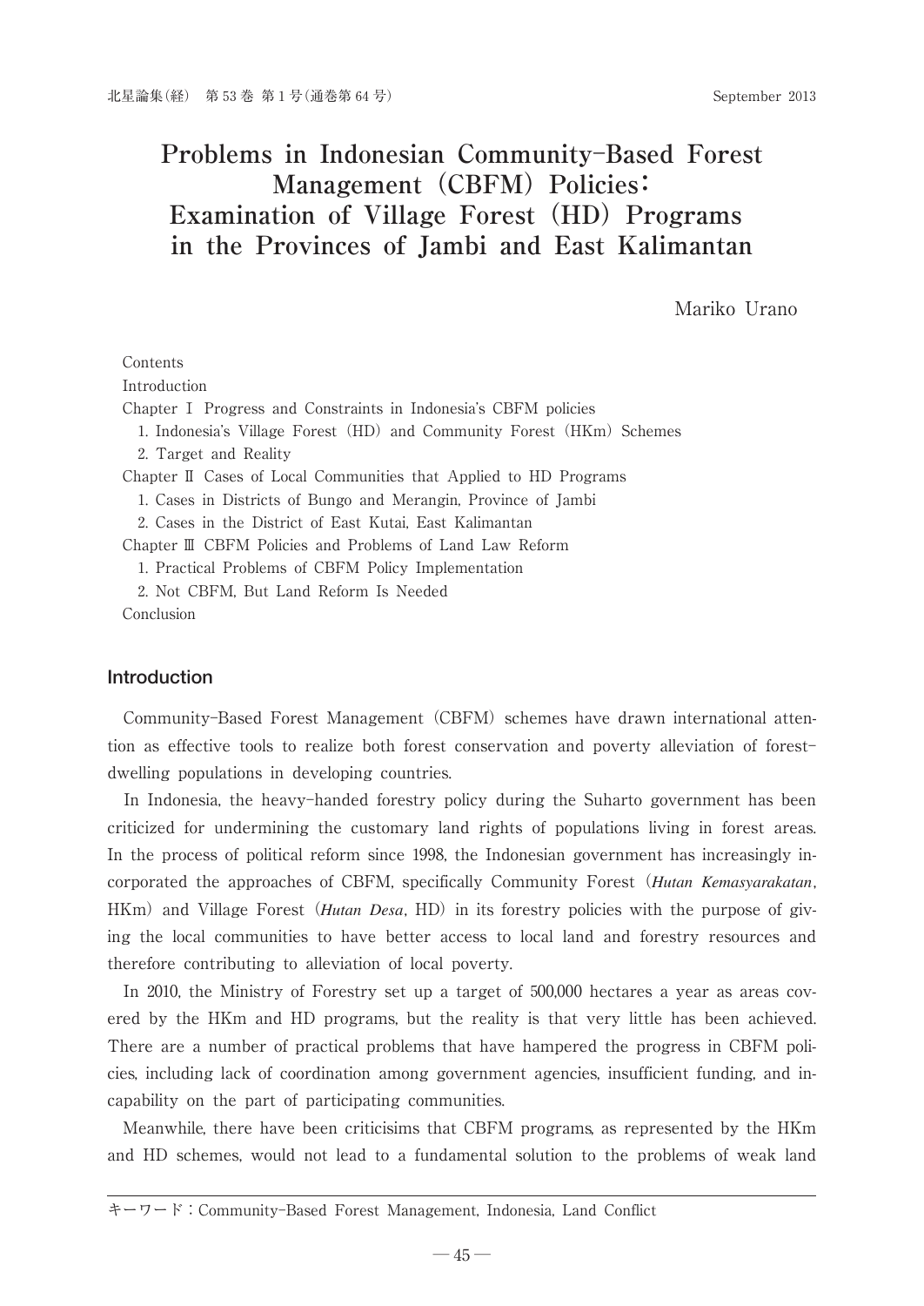# Problems in Indonesian Community-Based Forest Management (CBFM) Policies: Examination of Village Forest (HD) Programs in the Provinces of Jambi and East Kalimantan

Mariko Urano

Contents

Introduction

Chapter Ⅰ Progress and Constraints in Indonesia's CBFM policies

1. Indonesia's Village Forest (HD) and Community Forest (HKm) Schemes
2. Target and Reality

Chapter Ⅱ Cases of Local Communities that Applied to HD Programs

1. Cases in Districts of Bungo and Merangin, Province of Jambi
2. Cases in the District of East Kutai, East Kalimantan

Chapter Ⅲ CBFM Policies and Problems of Land Law Reform

1. Practical Problems of CBFM Policy Implementation
2. Not CBFM, But Land Reform Is Needed

Conclusion

## Introduction

Community-Based Forest Management (CBFM) schemes have drawn international attention as effective tools to realize both forest conservation and poverty alleviation of forest-dwelling populations in developing countries.

In Indonesia, the heavy-handed forestry policy during the Suharto government has been criticized for undermining the customary land rights of populations living in forest areas. In the process of political reform since 1998, the Indonesian government has increasingly incorporated the approaches of CBFM, specifically Community Forest (***Hutan Kemasyarakatan***, HKm) and Village Forest (***Hutan Desa***, HD) in its forestry policies with the purpose of giving the local communities to have better access to local land and forestry resources and therefore contributing to alleviation of local poverty.

In 2010, the Ministry of Forestry set up a target of 500,000 hectares a year as areas covered by the HKm and HD programs, but the reality is that very little has been achieved. There are a number of practical problems that have hampered the progress in CBFM policies, including lack of coordination among government agencies, insufficient funding, and incapability on the part of participating communities.

Meanwhile, there have been criticisims that CBFM programs, as represented by the HKm and HD schemes, would not lead to a fundamental solution to the problems of weak land

キーワード：Community-Based Forest Management, Indonesia, Land Conflict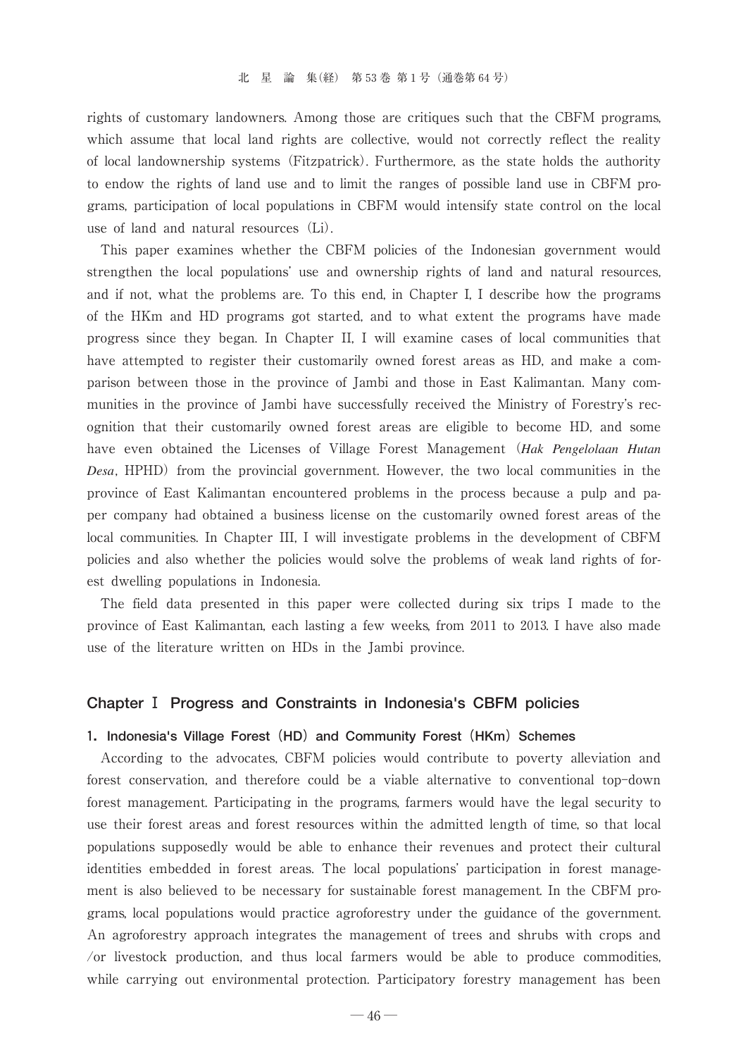rights of customary landowners. Among those are critiques such that the CBFM programs, which assume that local land rights are collective, would not correctly reflect the reality of local landownership systems (Fitzpatrick). Furthermore, as the state holds the authority to endow the rights of land use and to limit the ranges of possible land use in CBFM programs, participation of local populations in CBFM would intensify state control on the local use of land and natural resources (Li).

This paper examines whether the CBFM policies of the Indonesian government would strengthen the local populations' use and ownership rights of land and natural resources, and if not, what the problems are. To this end, in Chapter I, I describe how the programs of the HKm and HD programs got started, and to what extent the programs have made progress since they began. In Chapter II, I will examine cases of local communities that have attempted to register their customarily owned forest areas as HD, and make a comparison between those in the province of Jambi and those in East Kalimantan. Many communities in the province of Jambi have successfully received the Ministry of Forestry's recognition that their customarily owned forest areas are eligible to become HD, and some have even obtained the Licenses of Village Forest Management (*Hak Pengelolaan Hutan Desa*, HPHD) from the provincial government. However, the two local communities in the province of East Kalimantan encountered problems in the process because a pulp and paper company had obtained a business license on the customarily owned forest areas of the local communities. In Chapter III, I will investigate problems in the development of CBFM policies and also whether the policies would solve the problems of weak land rights of forest dwelling populations in Indonesia.

The field data presented in this paper were collected during six trips I made to the province of East Kalimantan, each lasting a few weeks, from 2011 to 2013. I have also made use of the literature written on HDs in the Jambi province.

## Chapter Ⅰ Progress and Constraints in Indonesia's CBFM policies

### 1. Indonesia's Village Forest (HD) and Community Forest (HKm) Schemes

According to the advocates, CBFM policies would contribute to poverty alleviation and forest conservation, and therefore could be a viable alternative to conventional top-down forest management. Participating in the programs, farmers would have the legal security to use their forest areas and forest resources within the admitted length of time, so that local populations supposedly would be able to enhance their revenues and protect their cultural identities embedded in forest areas. The local populations' participation in forest management is also believed to be necessary for sustainable forest management. In the CBFM programs, local populations would practice agroforestry under the guidance of the government. An agroforestry approach integrates the management of trees and shrubs with crops and /or livestock production, and thus local farmers would be able to produce commodities, while carrying out environmental protection. Participatory forestry management has been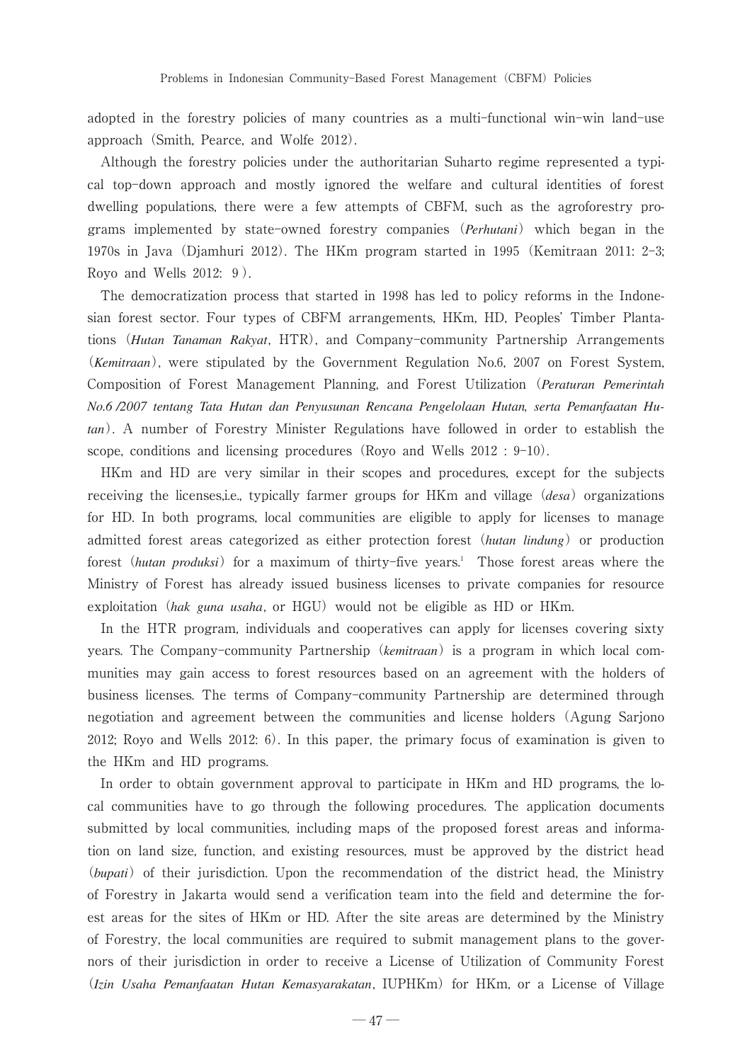adopted in the forestry policies of many countries as a multi-functional win-win land-use approach (Smith, Pearce, and Wolfe 2012).

Although the forestry policies under the authoritarian Suharto regime represented a typical top-down approach and mostly ignored the welfare and cultural identities of forest dwelling populations, there were a few attempts of CBFM, such as the agroforestry programs implemented by state-owned forestry companies (*Perhutani*) which began in the 1970s in Java (Djamhuri 2012). The HKm program started in 1995 (Kemitraan 2011: 2-3; Royo and Wells 2012: 9).

The democratization process that started in 1998 has led to policy reforms in the Indonesian forest sector. Four types of CBFM arrangements, HKm, HD, Peoples' Timber Plantations (*Hutan Tanaman Rakyat*, HTR), and Company-community Partnership Arrangements (*Kemitraan*), were stipulated by the Government Regulation No.6, 2007 on Forest System, Composition of Forest Management Planning, and Forest Utilization (*Peraturan Pemerintah No.6 /2007 tentang Tata Hutan dan Penyusunan Rencana Pengelolaan Hutan, serta Pemanfaatan Hutan*). A number of Forestry Minister Regulations have followed in order to establish the scope, conditions and licensing procedures (Royo and Wells 2012 : 9-10).

HKm and HD are very similar in their scopes and procedures, except for the subjects receiving the licenses,i.e., typically farmer groups for HKm and village (*desa*) organizations for HD. In both programs, local communities are eligible to apply for licenses to manage admitted forest areas categorized as either protection forest (*hutan lindung*) or production forest (*hutan produksi*) for a maximum of thirty-five years.[1] Those forest areas where the Ministry of Forest has already issued business licenses to private companies for resource exploitation (*hak guna usaha*, or HGU) would not be eligible as HD or HKm.

In the HTR program, individuals and cooperatives can apply for licenses covering sixty years. The Company-community Partnership (*kemitraan*) is a program in which local communities may gain access to forest resources based on an agreement with the holders of business licenses. The terms of Company-community Partnership are determined through negotiation and agreement between the communities and license holders (Agung Sarjono 2012; Royo and Wells 2012: 6). In this paper, the primary focus of examination is given to the HKm and HD programs.

In order to obtain government approval to participate in HKm and HD programs, the local communities have to go through the following procedures. The application documents submitted by local communities, including maps of the proposed forest areas and information on land size, function, and existing resources, must be approved by the district head (*bupati*) of their jurisdiction. Upon the recommendation of the district head, the Ministry of Forestry in Jakarta would send a verification team into the field and determine the forest areas for the sites of HKm or HD. After the site areas are determined by the Ministry of Forestry, the local communities are required to submit management plans to the governors of their jurisdiction in order to receive a License of Utilization of Community Forest (*Izin Usaha Pemanfaatan Hutan Kemasyarakatan*, IUPHKm) for HKm, or a License of Village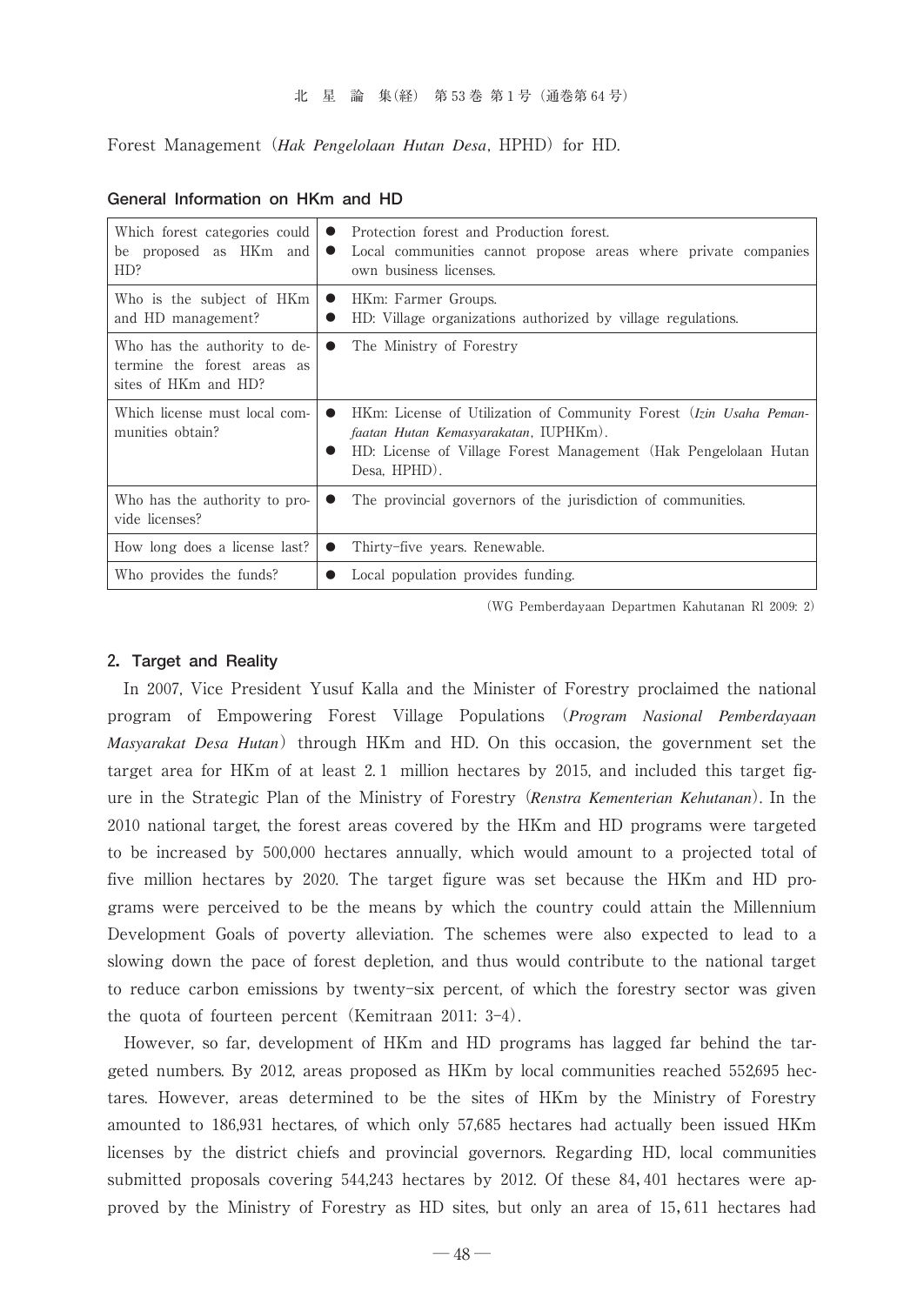Forest Management (*Hak Pengelolaan Hutan Desa*, HPHD) for HD.

**General Information on HKm and HD**

| | |
|---|---|
| Which forest categories could be proposed as HKm and HD? | ● Protection forest and Production forest.<br>● Local communities cannot propose areas where private companies own business licenses. |
| Who is the subject of HKm and HD management? | ● HKm: Farmer Groups.<br>● HD: Village organizations authorized by village regulations. |
| Who has the authority to determine the forest areas as sites of HKm and HD? | ● The Ministry of Forestry |
| Which license must local communities obtain? | ● HKm: License of Utilization of Community Forest (*Izin Usaha Pemanfaatan Hutan Kemasyarakatan*, IUPHKm).<br>● HD: License of Village Forest Management (Hak Pengelolaan Hutan Desa, HPHD). |
| Who has the authority to provide licenses? | ● The provincial governors of the jurisdiction of communities. |
| How long does a license last? | ● Thirty-five years. Renewable. |
| Who provides the funds? | ● Local population provides funding. |

(WG Pemberdayaan Departmen Kahutanan Rl 2009: 2)

## 2. Target and Reality

In 2007, Vice President Yusuf Kalla and the Minister of Forestry proclaimed the national program of Empowering Forest Village Populations (*Program Nasional Pemberdayaan Masyarakat Desa Hutan*) through HKm and HD. On this occasion, the government set the target area for HKm of at least 2.1 million hectares by 2015, and included this target figure in the Strategic Plan of the Ministry of Forestry (*Renstra Kementerian Kehutanan*). In the 2010 national target, the forest areas covered by the HKm and HD programs were targeted to be increased by 500,000 hectares annually, which would amount to a projected total of five million hectares by 2020. The target figure was set because the HKm and HD programs were perceived to be the means by which the country could attain the Millennium Development Goals of poverty alleviation. The schemes were also expected to lead to a slowing down the pace of forest depletion, and thus would contribute to the national target to reduce carbon emissions by twenty-six percent, of which the forestry sector was given the quota of fourteen percent (Kemitraan 2011: 3-4).

However, so far, development of HKm and HD programs has lagged far behind the targeted numbers. By 2012, areas proposed as HKm by local communities reached 552,695 hectares. However, areas determined to be the sites of HKm by the Ministry of Forestry amounted to 186,931 hectares, of which only 57,685 hectares had actually been issued HKm licenses by the district chiefs and provincial governors. Regarding HD, local communities submitted proposals covering 544,243 hectares by 2012. Of these 84,401 hectares were approved by the Ministry of Forestry as HD sites, but only an area of 15,611 hectares had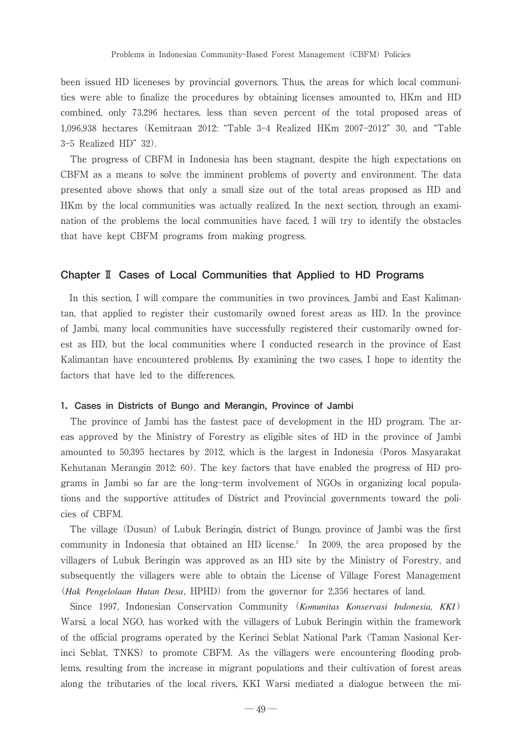been issued HD liceneses by provincial governors. Thus, the areas for which local communities were able to finalize the procedures by obtaining licenses amounted to, HKm and HD combined, only 73,296 hectares, less than seven percent of the total proposed areas of 1,096,938 hectares (Kemitraan 2012: "Table 3-4 Realized HKm 2007-2012" 30, and "Table 3-5 Realized HD" 32).

The progress of CBFM in Indonesia has been stagnant, despite the high expectations on CBFM as a means to solve the imminent problems of poverty and environment. The data presented above shows that only a small size out of the total areas proposed as HD and HKm by the local communities was actually realized. In the next section, through an examination of the problems the local communities have faced, I will try to identify the obstacles that have kept CBFM programs from making progress.

## Chapter Ⅱ Cases of Local Communities that Applied to HD Programs

In this section, I will compare the communities in two provinces, Jambi and East Kalimantan, that applied to register their customarily owned forest areas as HD. In the province of Jambi, many local communities have successfully registered their customarily owned forest as HD, but the local communities where I conducted research in the province of East Kalimantan have encountered problems. By examining the two cases, I hope to identity the factors that have led to the differences.

### 1. Cases in Districts of Bungo and Merangin, Province of Jambi

The province of Jambi has the fastest pace of development in the HD program. The areas approved by the Ministry of Forestry as eligible sites of HD in the province of Jambi amounted to 50,395 hectares by 2012, which is the largest in Indonesia (Poros Masyarakat Kehutanan Merangin 2012: 60). The key factors that have enabled the progress of HD programs in Jambi so far are the long-term involvement of NGOs in organizing local populations and the supportive attitudes of District and Provincial governments toward the policies of CBFM.

The village (Dusun) of Lubuk Beringin, district of Bungo, province of Jambi was the first community in Indonesia that obtained an HD license.[2] In 2009, the area proposed by the villagers of Lubuk Beringin was approved as an HD site by the Ministry of Forestry, and subsequently the villagers were able to obtain the License of Village Forest Management (***Hak Pengelolaan Hutan Desa***, HPHD) from the governor for 2,356 hectares of land.

Since 1997, Indonesian Conservation Community (***Komunitas Konservasi Indonesia, KKI***) Warsi, a local NGO, has worked with the villagers of Lubuk Beringin within the framework of the official programs operated by the Kerinci Seblat National Park (Taman Nasional Kerinci Seblat, TNKS) to promote CBFM. As the villagers were encountering flooding problems, resulting from the increase in migrant populations and their cultivation of forest areas along the tributaries of the local rivers, KKI Warsi mediated a dialogue between the mi-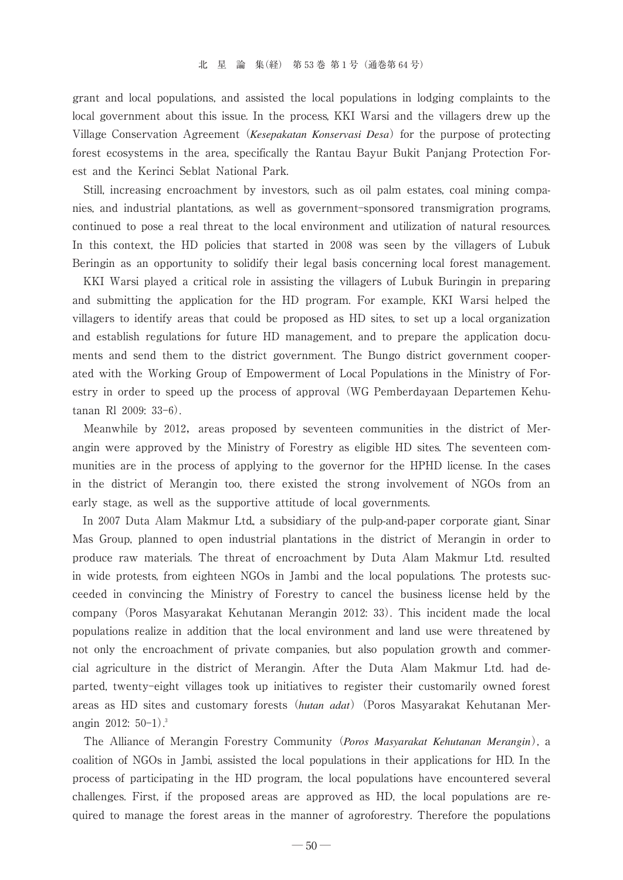grant and local populations, and assisted the local populations in lodging complaints to the local government about this issue. In the process, KKI Warsi and the villagers drew up the Village Conservation Agreement (*Kesepakatan Konservasi Desa*) for the purpose of protecting forest ecosystems in the area, specifically the Rantau Bayur Bukit Panjang Protection Forest and the Kerinci Seblat National Park.

Still, increasing encroachment by investors, such as oil palm estates, coal mining companies, and industrial plantations, as well as government-sponsored transmigration programs, continued to pose a real threat to the local environment and utilization of natural resources. In this context, the HD policies that started in 2008 was seen by the villagers of Lubuk Beringin as an opportunity to solidify their legal basis concerning local forest management.

KKI Warsi played a critical role in assisting the villagers of Lubuk Buringin in preparing and submitting the application for the HD program. For example, KKI Warsi helped the villagers to identify areas that could be proposed as HD sites, to set up a local organization and establish regulations for future HD management, and to prepare the application documents and send them to the district government. The Bungo district government cooperated with the Working Group of Empowerment of Local Populations in the Ministry of Forestry in order to speed up the process of approval (WG Pemberdayaan Departemen Kehutanan Rl 2009: 33-6).

Meanwhile by 2012, areas proposed by seventeen communities in the district of Merangin were approved by the Ministry of Forestry as eligible HD sites. The seventeen communities are in the process of applying to the governor for the HPHD license. In the cases in the district of Merangin too, there existed the strong involvement of NGOs from an early stage, as well as the supportive attitude of local governments.

In 2007 Duta Alam Makmur Ltd., a subsidiary of the pulp-and-paper corporate giant, Sinar Mas Group, planned to open industrial plantations in the district of Merangin in order to produce raw materials. The threat of encroachment by Duta Alam Makmur Ltd. resulted in wide protests, from eighteen NGOs in Jambi and the local populations. The protests succeeded in convincing the Ministry of Forestry to cancel the business license held by the company (Poros Masyarakat Kehutanan Merangin 2012: 33). This incident made the local populations realize in addition that the local environment and land use were threatened by not only the encroachment of private companies, but also population growth and commercial agriculture in the district of Merangin. After the Duta Alam Makmur Ltd. had departed, twenty-eight villages took up initiatives to register their customarily owned forest areas as HD sites and customary forests (*hutan adat*) (Poros Masyarakat Kehutanan Merangin 2012: 50-1).[3]

The Alliance of Merangin Forestry Community (*Poros Masyarakat Kehutanan Merangin*), a coalition of NGOs in Jambi, assisted the local populations in their applications for HD. In the process of participating in the HD program, the local populations have encountered several challenges. First, if the proposed areas are approved as HD, the local populations are required to manage the forest areas in the manner of agroforestry. Therefore the populations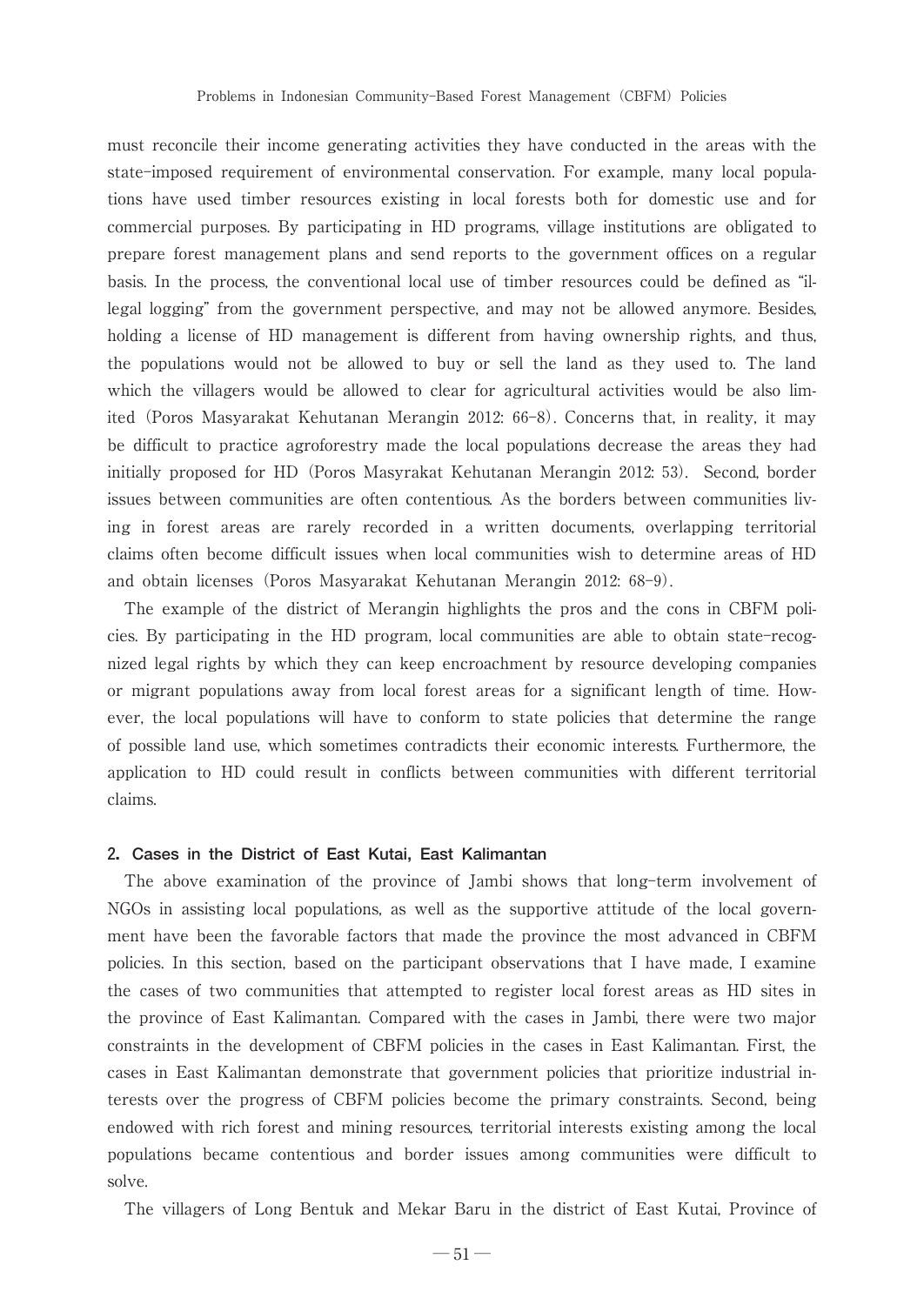must reconcile their income generating activities they have conducted in the areas with the state-imposed requirement of environmental conservation. For example, many local populations have used timber resources existing in local forests both for domestic use and for commercial purposes. By participating in HD programs, village institutions are obligated to prepare forest management plans and send reports to the government offices on a regular basis. In the process, the conventional local use of timber resources could be defined as "illegal logging" from the government perspective, and may not be allowed anymore. Besides, holding a license of HD management is different from having ownership rights, and thus, the populations would not be allowed to buy or sell the land as they used to. The land which the villagers would be allowed to clear for agricultural activities would be also limited (Poros Masyarakat Kehutanan Merangin 2012: 66-8). Concerns that, in reality, it may be difficult to practice agroforestry made the local populations decrease the areas they had initially proposed for HD (Poros Masyrakat Kehutanan Merangin 2012: 53). Second, border issues between communities are often contentious. As the borders between communities living in forest areas are rarely recorded in a written documents, overlapping territorial claims often become difficult issues when local communities wish to determine areas of HD and obtain licenses (Poros Masyarakat Kehutanan Merangin 2012: 68-9).

The example of the district of Merangin highlights the pros and the cons in CBFM policies. By participating in the HD program, local communities are able to obtain state-recognized legal rights by which they can keep encroachment by resource developing companies or migrant populations away from local forest areas for a significant length of time. However, the local populations will have to conform to state policies that determine the range of possible land use, which sometimes contradicts their economic interests. Furthermore, the application to HD could result in conflicts between communities with different territorial claims.

## 2. Cases in the District of East Kutai, East Kalimantan

The above examination of the province of Jambi shows that long-term involvement of NGOs in assisting local populations, as well as the supportive attitude of the local government have been the favorable factors that made the province the most advanced in CBFM policies. In this section, based on the participant observations that I have made, I examine the cases of two communities that attempted to register local forest areas as HD sites in the province of East Kalimantan. Compared with the cases in Jambi, there were two major constraints in the development of CBFM policies in the cases in East Kalimantan. First, the cases in East Kalimantan demonstrate that government policies that prioritize industrial interests over the progress of CBFM policies become the primary constraints. Second, being endowed with rich forest and mining resources, territorial interests existing among the local populations became contentious and border issues among communities were difficult to solve.

The villagers of Long Bentuk and Mekar Baru in the district of East Kutai, Province of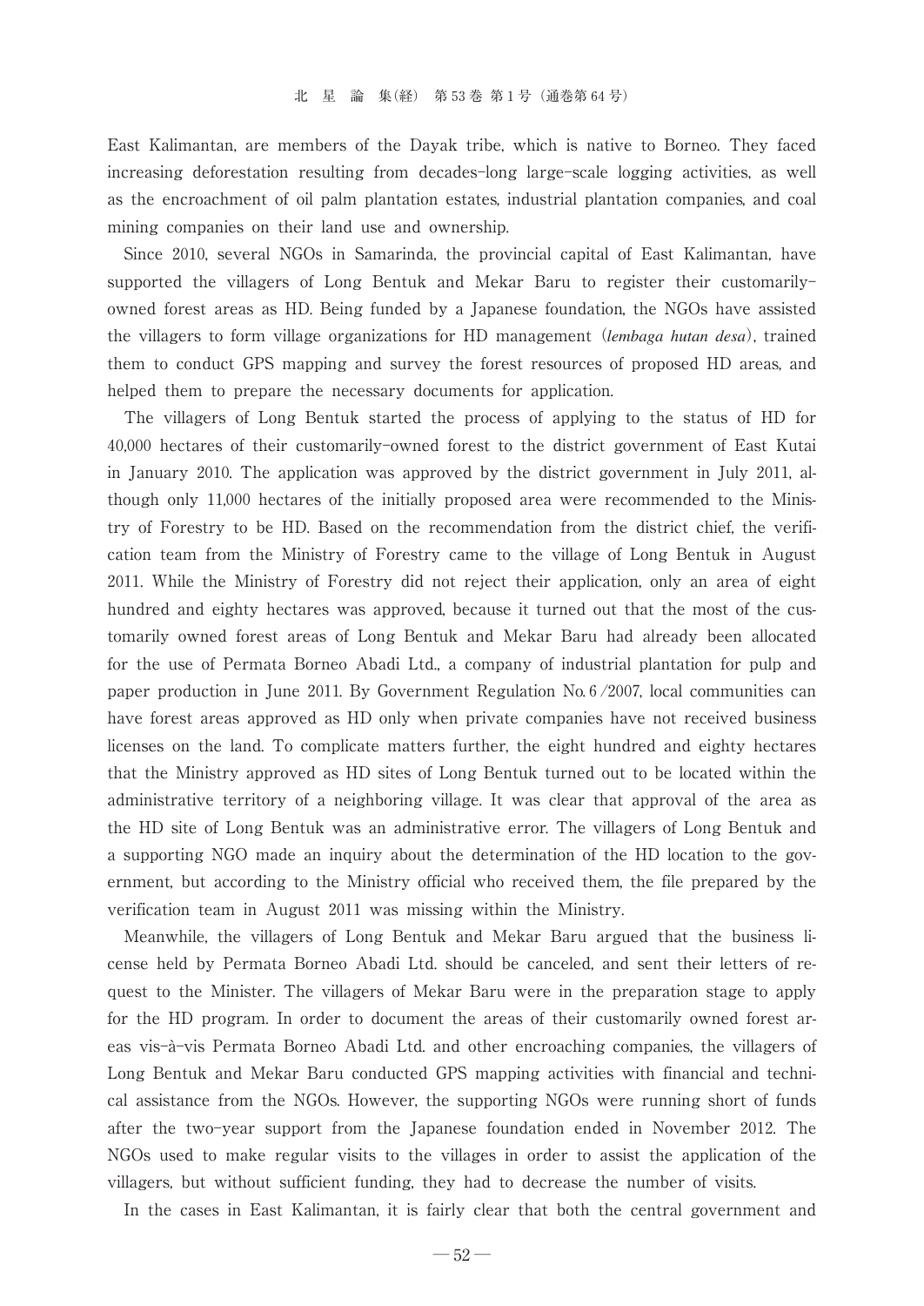East Kalimantan, are members of the Dayak tribe, which is native to Borneo. They faced increasing deforestation resulting from decades-long large-scale logging activities, as well as the encroachment of oil palm plantation estates, industrial plantation companies, and coal mining companies on their land use and ownership.

Since 2010, several NGOs in Samarinda, the provincial capital of East Kalimantan, have supported the villagers of Long Bentuk and Mekar Baru to register their customarily-owned forest areas as HD. Being funded by a Japanese foundation, the NGOs have assisted the villagers to form village organizations for HD management (*lembaga hutan desa*), trained them to conduct GPS mapping and survey the forest resources of proposed HD areas, and helped them to prepare the necessary documents for application.

The villagers of Long Bentuk started the process of applying to the status of HD for 40,000 hectares of their customarily-owned forest to the district government of East Kutai in January 2010. The application was approved by the district government in July 2011, although only 11,000 hectares of the initially proposed area were recommended to the Ministry of Forestry to be HD. Based on the recommendation from the district chief, the verification team from the Ministry of Forestry came to the village of Long Bentuk in August 2011. While the Ministry of Forestry did not reject their application, only an area of eight hundred and eighty hectares was approved, because it turned out that the most of the customarily owned forest areas of Long Bentuk and Mekar Baru had already been allocated for the use of Permata Borneo Abadi Ltd., a company of industrial plantation for pulp and paper production in June 2011. By Government Regulation No. 6/2007, local communities can have forest areas approved as HD only when private companies have not received business licenses on the land. To complicate matters further, the eight hundred and eighty hectares that the Ministry approved as HD sites of Long Bentuk turned out to be located within the administrative territory of a neighboring village. It was clear that approval of the area as the HD site of Long Bentuk was an administrative error. The villagers of Long Bentuk and a supporting NGO made an inquiry about the determination of the HD location to the government, but according to the Ministry official who received them, the file prepared by the verification team in August 2011 was missing within the Ministry.

Meanwhile, the villagers of Long Bentuk and Mekar Baru argued that the business license held by Permata Borneo Abadi Ltd. should be canceled, and sent their letters of request to the Minister. The villagers of Mekar Baru were in the preparation stage to apply for the HD program. In order to document the areas of their customarily owned forest areas vis-à-vis Permata Borneo Abadi Ltd. and other encroaching companies, the villagers of Long Bentuk and Mekar Baru conducted GPS mapping activities with financial and technical assistance from the NGOs. However, the supporting NGOs were running short of funds after the two-year support from the Japanese foundation ended in November 2012. The NGOs used to make regular visits to the villages in order to assist the application of the villagers, but without sufficient funding, they had to decrease the number of visits.

In the cases in East Kalimantan, it is fairly clear that both the central government and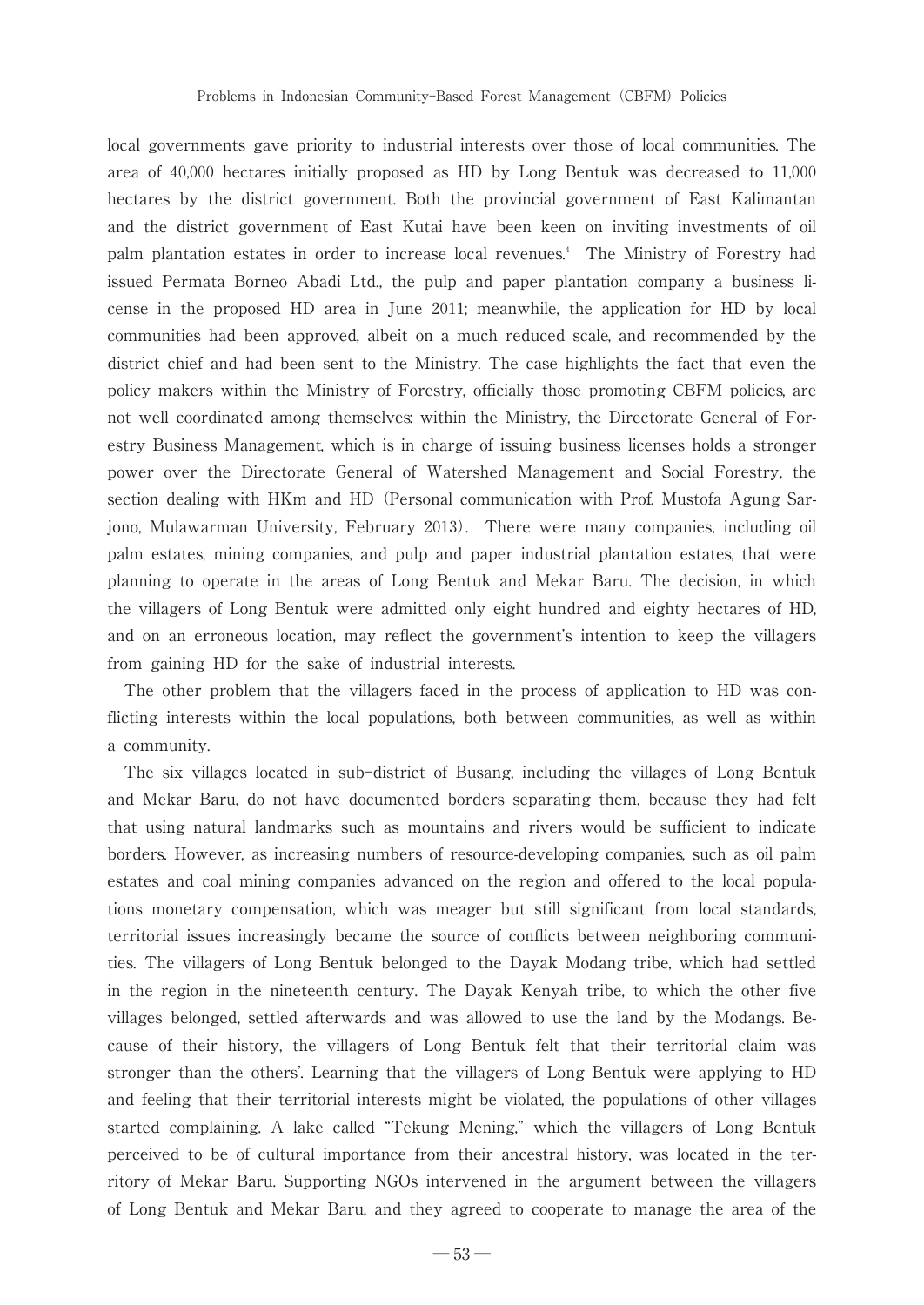local governments gave priority to industrial interests over those of local communities. The area of 40,000 hectares initially proposed as HD by Long Bentuk was decreased to 11,000 hectares by the district government. Both the provincial government of East Kalimantan and the district government of East Kutai have been keen on inviting investments of oil palm plantation estates in order to increase local revenues.[4] The Ministry of Forestry had issued Permata Borneo Abadi Ltd., the pulp and paper plantation company a business license in the proposed HD area in June 2011; meanwhile, the application for HD by local communities had been approved, albeit on a much reduced scale, and recommended by the district chief and had been sent to the Ministry. The case highlights the fact that even the policy makers within the Ministry of Forestry, officially those promoting CBFM policies, are not well coordinated among themselves: within the Ministry, the Directorate General of Forestry Business Management, which is in charge of issuing business licenses holds a stronger power over the Directorate General of Watershed Management and Social Forestry, the section dealing with HKm and HD (Personal communication with Prof. Mustofa Agung Sarjono, Mulawarman University, February 2013). There were many companies, including oil palm estates, mining companies, and pulp and paper industrial plantation estates, that were planning to operate in the areas of Long Bentuk and Mekar Baru. The decision, in which the villagers of Long Bentuk were admitted only eight hundred and eighty hectares of HD, and on an erroneous location, may reflect the government's intention to keep the villagers from gaining HD for the sake of industrial interests.

The other problem that the villagers faced in the process of application to HD was conflicting interests within the local populations, both between communities, as well as within a community.

The six villages located in sub-district of Busang, including the villages of Long Bentuk and Mekar Baru, do not have documented borders separating them, because they had felt that using natural landmarks such as mountains and rivers would be sufficient to indicate borders. However, as increasing numbers of resource-developing companies, such as oil palm estates and coal mining companies advanced on the region and offered to the local populations monetary compensation, which was meager but still significant from local standards, territorial issues increasingly became the source of conflicts between neighboring communities. The villagers of Long Bentuk belonged to the Dayak Modang tribe, which had settled in the region in the nineteenth century. The Dayak Kenyah tribe, to which the other five villages belonged, settled afterwards and was allowed to use the land by the Modangs. Because of their history, the villagers of Long Bentuk felt that their territorial claim was stronger than the others'. Learning that the villagers of Long Bentuk were applying to HD and feeling that their territorial interests might be violated, the populations of other villages started complaining. A lake called "Tekung Mening," which the villagers of Long Bentuk perceived to be of cultural importance from their ancestral history, was located in the territory of Mekar Baru. Supporting NGOs intervened in the argument between the villagers of Long Bentuk and Mekar Baru, and they agreed to cooperate to manage the area of the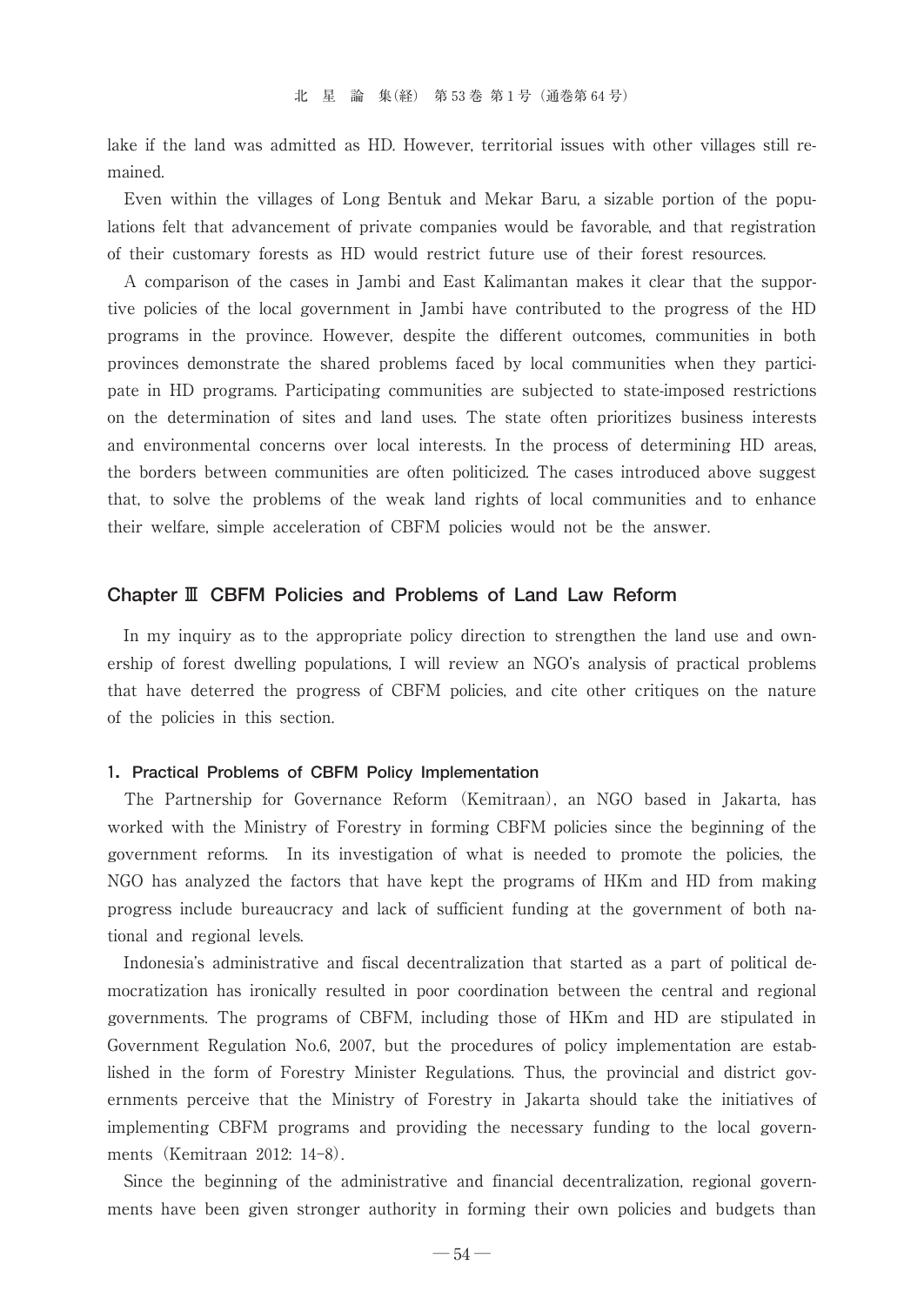lake if the land was admitted as HD. However, territorial issues with other villages still remained.

Even within the villages of Long Bentuk and Mekar Baru, a sizable portion of the populations felt that advancement of private companies would be favorable, and that registration of their customary forests as HD would restrict future use of their forest resources.

A comparison of the cases in Jambi and East Kalimantan makes it clear that the supportive policies of the local government in Jambi have contributed to the progress of the HD programs in the province. However, despite the different outcomes, communities in both provinces demonstrate the shared problems faced by local communities when they participate in HD programs. Participating communities are subjected to state-imposed restrictions on the determination of sites and land uses. The state often prioritizes business interests and environmental concerns over local interests. In the process of determining HD areas, the borders between communities are often politicized. The cases introduced above suggest that, to solve the problems of the weak land rights of local communities and to enhance their welfare, simple acceleration of CBFM policies would not be the answer.

## Chapter Ⅲ CBFM Policies and Problems of Land Law Reform

In my inquiry as to the appropriate policy direction to strengthen the land use and ownership of forest dwelling populations, I will review an NGO's analysis of practical problems that have deterred the progress of CBFM policies, and cite other critiques on the nature of the policies in this section.

### 1. Practical Problems of CBFM Policy Implementation

The Partnership for Governance Reform (Kemitraan), an NGO based in Jakarta, has worked with the Ministry of Forestry in forming CBFM policies since the beginning of the government reforms. In its investigation of what is needed to promote the policies, the NGO has analyzed the factors that have kept the programs of HKm and HD from making progress include bureaucracy and lack of sufficient funding at the government of both national and regional levels.

Indonesia's administrative and fiscal decentralization that started as a part of political democratization has ironically resulted in poor coordination between the central and regional governments. The programs of CBFM, including those of HKm and HD are stipulated in Government Regulation No.6, 2007, but the procedures of policy implementation are established in the form of Forestry Minister Regulations. Thus, the provincial and district governments perceive that the Ministry of Forestry in Jakarta should take the initiatives of implementing CBFM programs and providing the necessary funding to the local governments (Kemitraan 2012: 14-8).

Since the beginning of the administrative and financial decentralization, regional governments have been given stronger authority in forming their own policies and budgets than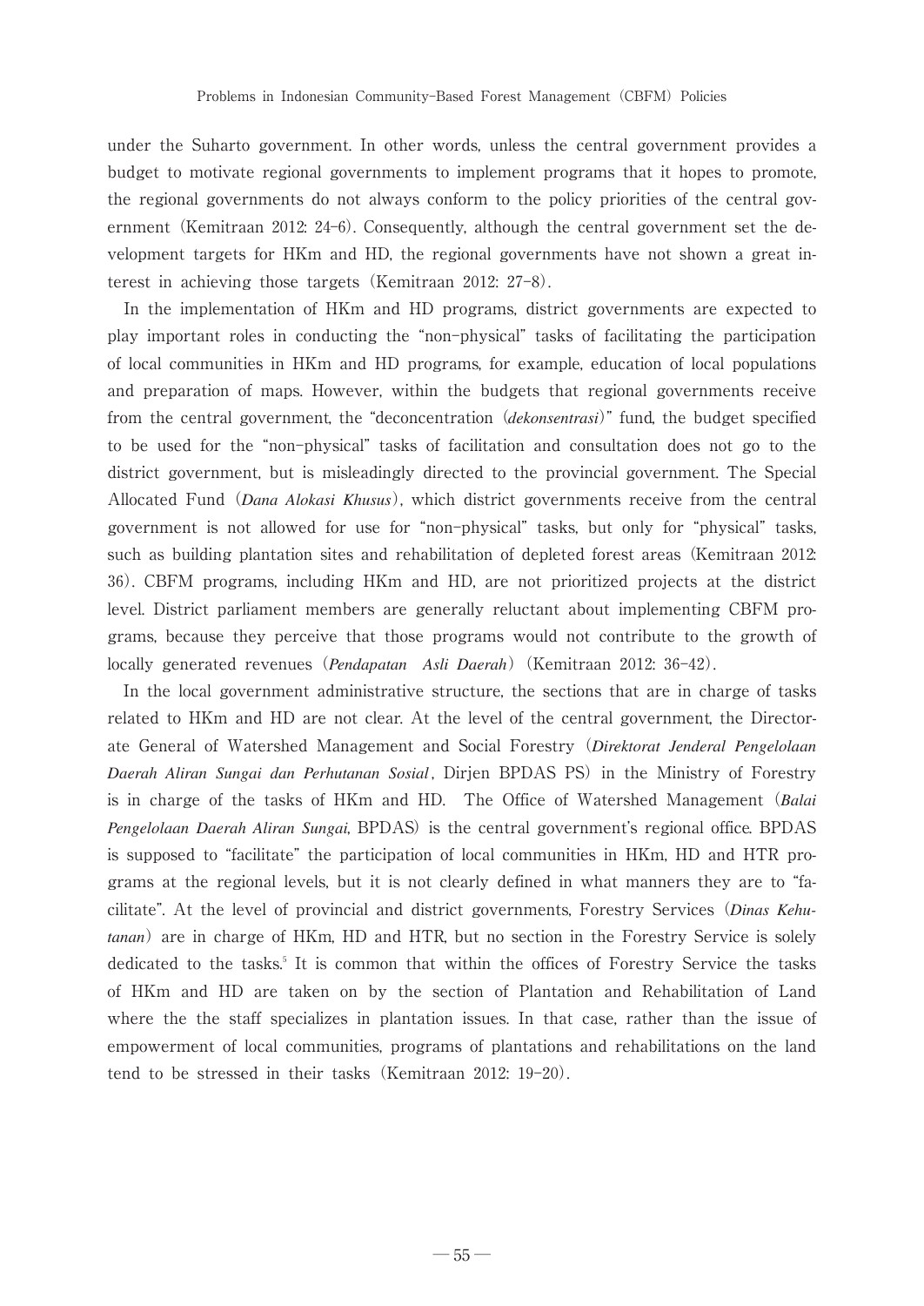under the Suharto government. In other words, unless the central government provides a budget to motivate regional governments to implement programs that it hopes to promote, the regional governments do not always conform to the policy priorities of the central government (Kemitraan 2012: 24-6). Consequently, although the central government set the development targets for HKm and HD, the regional governments have not shown a great interest in achieving those targets (Kemitraan 2012: 27-8).

In the implementation of HKm and HD programs, district governments are expected to play important roles in conducting the "non-physical" tasks of facilitating the participation of local communities in HKm and HD programs, for example, education of local populations and preparation of maps. However, within the budgets that regional governments receive from the central government, the "deconcentration (*dekonsentrasi*)" fund, the budget specified to be used for the "non-physical" tasks of facilitation and consultation does not go to the district government, but is misleadingly directed to the provincial government. The Special Allocated Fund (*Dana Alokasi Khusus*), which district governments receive from the central government is not allowed for use for "non-physical" tasks, but only for "physical" tasks, such as building plantation sites and rehabilitation of depleted forest areas (Kemitraan 2012: 36). CBFM programs, including HKm and HD, are not prioritized projects at the district level. District parliament members are generally reluctant about implementing CBFM programs, because they perceive that those programs would not contribute to the growth of locally generated revenues (*Pendapatan Asli Daerah*) (Kemitraan 2012: 36-42).

In the local government administrative structure, the sections that are in charge of tasks related to HKm and HD are not clear. At the level of the central government, the Directorate General of Watershed Management and Social Forestry (*Direktorat Jenderal Pengelolaan Daerah Aliran Sungai dan Perhutanan Sosial*, Dirjen BPDAS PS) in the Ministry of Forestry is in charge of the tasks of HKm and HD. The Office of Watershed Management (*Balai Pengelolaan Daerah Aliran Sungai*, BPDAS) is the central government's regional office. BPDAS is supposed to "facilitate" the participation of local communities in HKm, HD and HTR programs at the regional levels, but it is not clearly defined in what manners they are to "facilitate". At the level of provincial and district governments, Forestry Services (*Dinas Kehutanan*) are in charge of HKm, HD and HTR, but no section in the Forestry Service is solely dedicated to the tasks.[5] It is common that within the offices of Forestry Service the tasks of HKm and HD are taken on by the section of Plantation and Rehabilitation of Land where the the staff specializes in plantation issues. In that case, rather than the issue of empowerment of local communities, programs of plantations and rehabilitations on the land tend to be stressed in their tasks (Kemitraan 2012: 19-20).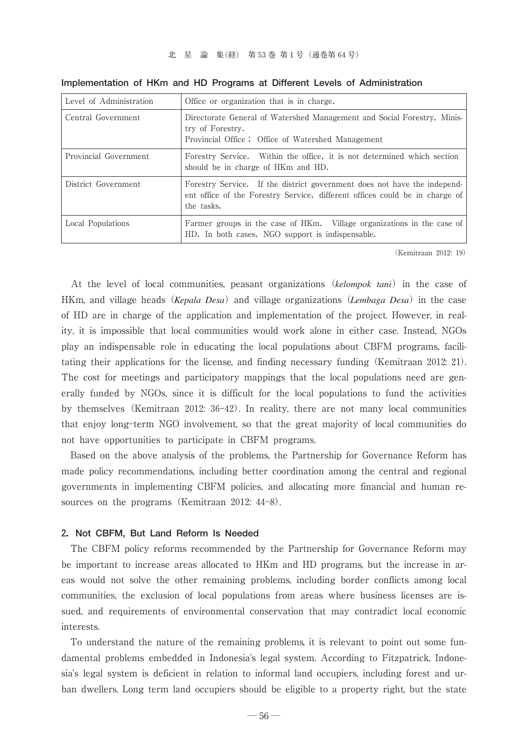**Implementation of HKm and HD Programs at Different Levels of Administration**

| Level of Administration | Office or organization that is in charge. |
| --- | --- |
| Central Government | Directorate General of Watershed Management and Social Forestry, Ministry of Forestry.<br>Provincial Office ; Office of Watershed Management |
| Provincial Government | Forestry Service. Within the office, it is not determined which section should be in charge of HKm and HD. |
| District Government | Forestry Service. If the district government does not have the independent office of the Forestry Service, different offices could be in charge of the tasks. |
| Local Populations | Farmer groups in the case of HKm. Village organizations in the case of HD. In both cases, NGO support is indispensable. |

(Kemitraan 2012: 19)

At the level of local communities, peasant organizations (*kelompok tani*) in the case of HKm, and village heads (***Kepala Desa***) and village organizations (***Lembaga Desa***) in the case of HD are in charge of the application and implementation of the project. However, in reality, it is impossible that local communities would work alone in either case. Instead, NGOs play an indispensable role in educating the local populations about CBFM programs, facilitating their applications for the license, and finding necessary funding (Kemitraan 2012: 21). The cost for meetings and participatory mappings that the local populations need are generally funded by NGOs, since it is difficult for the local populations to fund the activities by themselves (Kemitraan 2012: 36-42). In reality, there are not many local communities that enjoy long-term NGO involvement, so that the great majority of local communities do not have opportunities to participate in CBFM programs.

Based on the above analysis of the problems, the Partnership for Governance Reform has made policy recommendations, including better coordination among the central and regional governments in implementing CBFM policies, and allocating more financial and human resources on the programs (Kemitraan 2012: 44-8).

### 2. Not CBFM, But Land Reform Is Needed

The CBFM policy reforms recommended by the Partnership for Governance Reform may be important to increase areas allocated to HKm and HD programs, but the increase in areas would not solve the other remaining problems, including border conflicts among local communities, the exclusion of local populations from areas where business licenses are issued, and requirements of environmental conservation that may contradict local economic interests.

To understand the nature of the remaining problems, it is relevant to point out some fundamental problems embedded in Indonesia's legal system. According to Fitzpatrick, Indonesia's legal system is deficient in relation to informal land occupiers, including forest and urban dwellers. Long term land occupiers should be eligible to a property right, but the state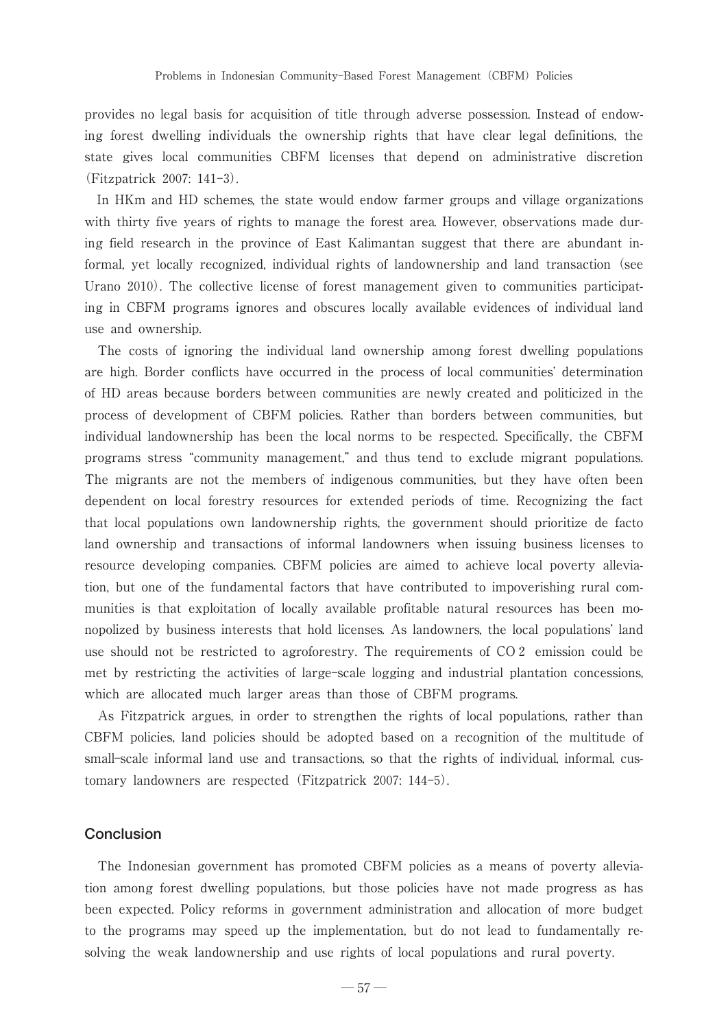provides no legal basis for acquisition of title through adverse possession. Instead of endowing forest dwelling individuals the ownership rights that have clear legal definitions, the state gives local communities CBFM licenses that depend on administrative discretion (Fitzpatrick 2007: 141-3).

In HKm and HD schemes, the state would endow farmer groups and village organizations with thirty five years of rights to manage the forest area. However, observations made during field research in the province of East Kalimantan suggest that there are abundant informal, yet locally recognized, individual rights of landownership and land transaction (see Urano 2010). The collective license of forest management given to communities participating in CBFM programs ignores and obscures locally available evidences of individual land use and ownership.

The costs of ignoring the individual land ownership among forest dwelling populations are high. Border conflicts have occurred in the process of local communities' determination of HD areas because borders between communities are newly created and politicized in the process of development of CBFM policies. Rather than borders between communities, but individual landownership has been the local norms to be respected. Specifically, the CBFM programs stress "community management," and thus tend to exclude migrant populations. The migrants are not the members of indigenous communities, but they have often been dependent on local forestry resources for extended periods of time. Recognizing the fact that local populations own landownership rights, the government should prioritize de facto land ownership and transactions of informal landowners when issuing business licenses to resource developing companies. CBFM policies are aimed to achieve local poverty alleviation, but one of the fundamental factors that have contributed to impoverishing rural communities is that exploitation of locally available profitable natural resources has been monopolized by business interests that hold licenses. As landowners, the local populations' land use should not be restricted to agroforestry. The requirements of $CO_2$ emission could be met by restricting the activities of large-scale logging and industrial plantation concessions, which are allocated much larger areas than those of CBFM programs.

As Fitzpatrick argues, in order to strengthen the rights of local populations, rather than CBFM policies, land policies should be adopted based on a recognition of the multitude of small-scale informal land use and transactions, so that the rights of individual, informal, customary landowners are respected (Fitzpatrick 2007: 144-5).

## Conclusion

The Indonesian government has promoted CBFM policies as a means of poverty alleviation among forest dwelling populations, but those policies have not made progress as has been expected. Policy reforms in government administration and allocation of more budget to the programs may speed up the implementation, but do not lead to fundamentally resolving the weak landownership and use rights of local populations and rural poverty.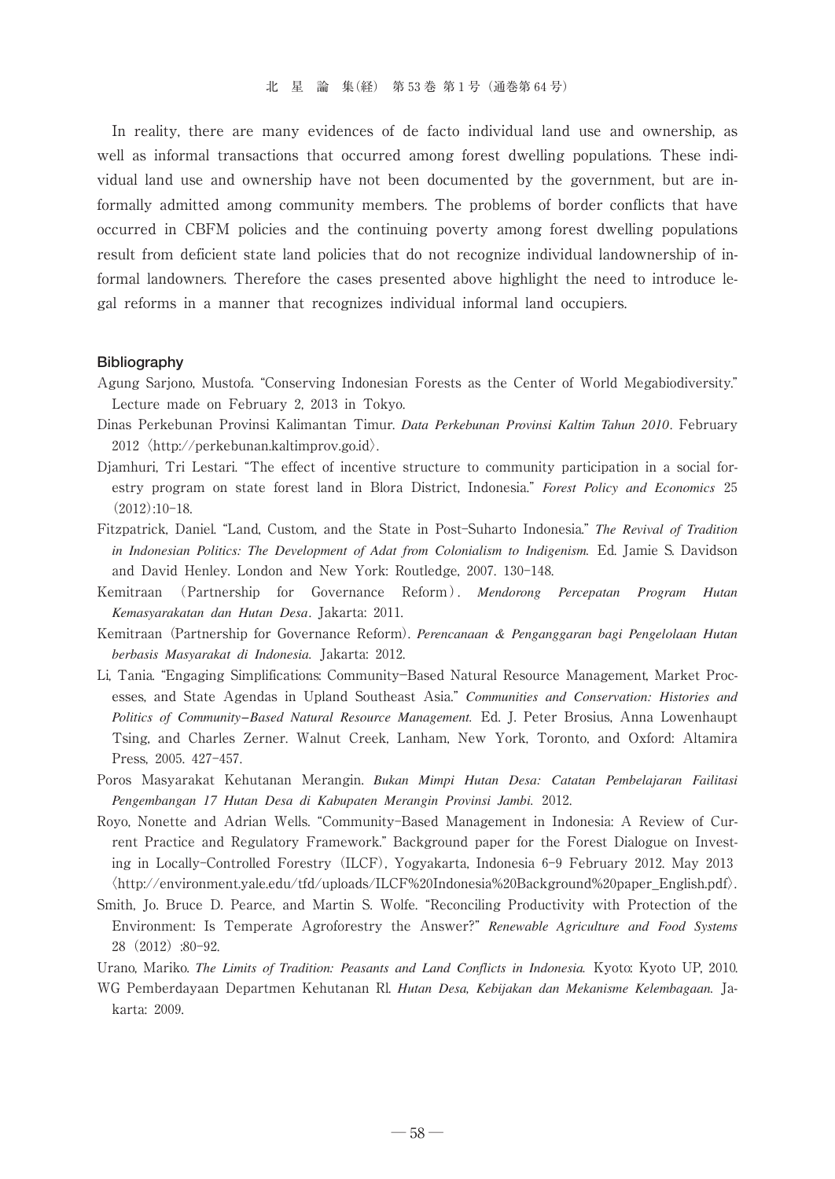In reality, there are many evidences of de facto individual land use and ownership, as well as informal transactions that occurred among forest dwelling populations. These individual land use and ownership have not been documented by the government, but are informally admitted among community members. The problems of border conflicts that have occurred in CBFM policies and the continuing poverty among forest dwelling populations result from deficient state land policies that do not recognize individual landownership of informal landowners. Therefore the cases presented above highlight the need to introduce legal reforms in a manner that recognizes individual informal land occupiers.

## Bibliography

Agung Sarjono, Mustofa. "Conserving Indonesian Forests as the Center of World Megabiodiversity." Lecture made on February 2, 2013 in Tokyo.

Dinas Perkebunan Provinsi Kalimantan Timur. ***Data Perkebunan Provinsi Kaltim Tahun 2010***. February 2012 〈http://perkebunan.kaltimprov.go.id〉.

Djamhuri, Tri Lestari. "The effect of incentive structure to community participation in a social forestry program on state forest land in Blora District, Indonesia." ***Forest Policy and Economics*** 25 (2012):10-18.

Fitzpatrick, Daniel. "Land, Custom, and the State in Post-Suharto Indonesia." ***The Revival of Tradition in Indonesian Politics: The Development of Adat from Colonialism to Indigenism.*** Ed. Jamie S. Davidson and David Henley. London and New York: Routledge, 2007. 130-148.

Kemitraan (Partnership for Governance Reform). ***Mendorong Percepatan Program Hutan Kemasyarakatan dan Hutan Desa***. Jakarta: 2011.

Kemitraan (Partnership for Governance Reform). ***Perencanaan & Penganggaran bagi Pengelolaan Hutan berbasis Masyarakat di Indonesia.*** Jakarta: 2012.

Li, Tania. "Engaging Simplifications: Community-Based Natural Resource Management, Market Processes, and State Agendas in Upland Southeast Asia." ***Communities and Conservation: Histories and Politics of Community-Based Natural Resource Management.*** Ed. J. Peter Brosius, Anna Lowenhaupt Tsing, and Charles Zerner. Walnut Creek, Lanham, New York, Toronto, and Oxford: Altamira Press, 2005. 427-457.

Poros Masyarakat Kehutanan Merangin. ***Bukan Mimpi Hutan Desa: Catatan Pembelajaran Failitasi Pengembangan 17 Hutan Desa di Kabupaten Merangin Provinsi Jambi.*** 2012.

Royo, Nonette and Adrian Wells. "Community-Based Management in Indonesia: A Review of Current Practice and Regulatory Framework." Background paper for the Forest Dialogue on Investing in Locally-Controlled Forestry (ILCF), Yogyakarta, Indonesia 6-9 February 2012. May 2013 〈http://environment.yale.edu/tfd/uploads/ILCF%20Indonesia%20Background%20paper_English.pdf〉.

Smith, Jo. Bruce D. Pearce, and Martin S. Wolfe. "Reconciling Productivity with Protection of the Environment: Is Temperate Agroforestry the Answer?" ***Renewable Agriculture and Food Systems*** 28 (2012) :80-92.

Urano, Mariko. ***The Limits of Tradition: Peasants and Land Conflicts in Indonesia.*** Kyoto: Kyoto UP, 2010.

WG Pemberdayaan Departmen Kehutanan RI. ***Hutan Desa, Kebijakan dan Mekanisme Kelembagaan.*** Jakarta: 2009.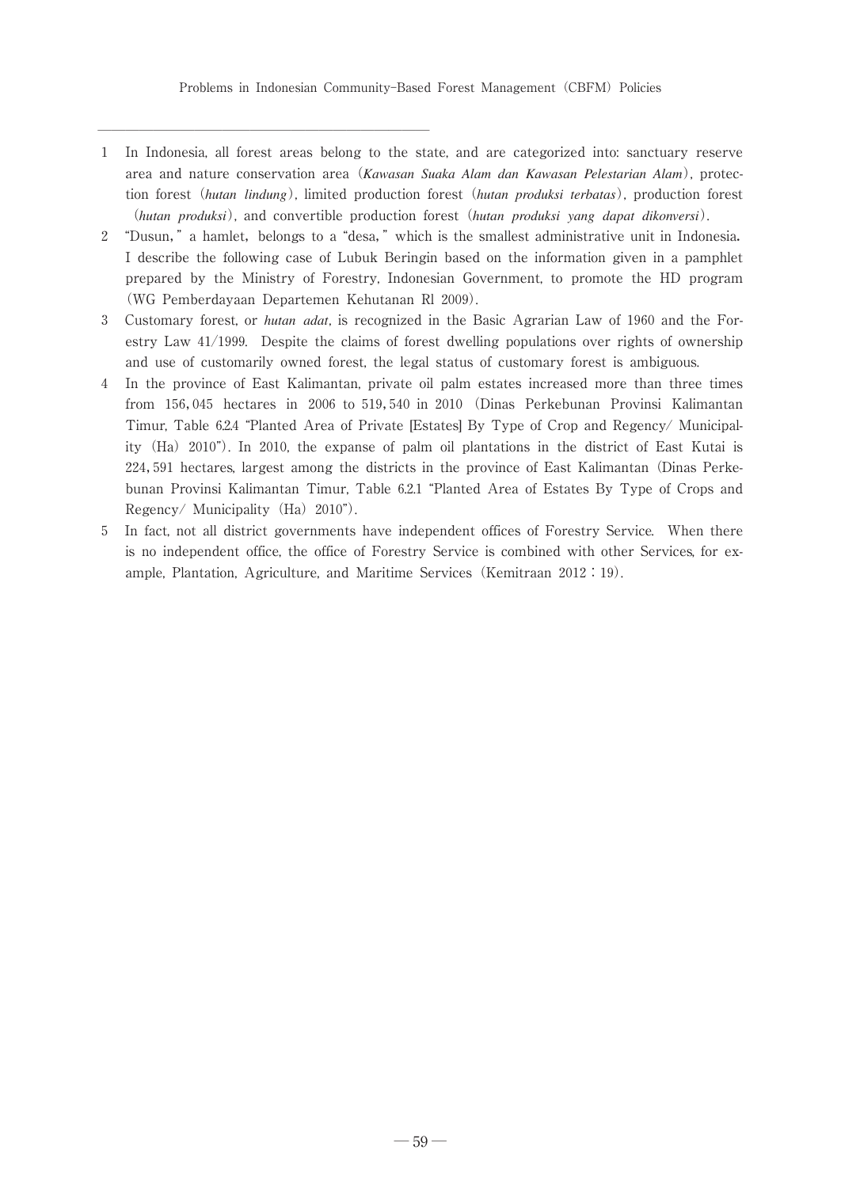1 In Indonesia, all forest areas belong to the state, and are categorized into: sanctuary reserve area and nature conservation area (*Kawasan Suaka Alam dan Kawasan Pelestarian Alam*), protection forest (*hutan lindung*), limited production forest (*hutan produksi terbatas*), production forest (*hutan produksi*), and convertible production forest (*hutan produksi yang dapat dikonversi*).

2 "Dusun," a hamlet, belongs to a "desa," which is the smallest administrative unit in Indonesia. I describe the following case of Lubuk Beringin based on the information given in a pamphlet prepared by the Ministry of Forestry, Indonesian Government, to promote the HD program (WG Pemberdayaan Departemen Kehutanan Rl 2009).

3 Customary forest, or *hutan adat*, is recognized in the Basic Agrarian Law of 1960 and the Forestry Law 41/1999. Despite the claims of forest dwelling populations over rights of ownership and use of customarily owned forest, the legal status of customary forest is ambiguous.

4 In the province of East Kalimantan, private oil palm estates increased more than three times from 156,045 hectares in 2006 to 519,540 in 2010 (Dinas Perkebunan Provinsi Kalimantan Timur, Table 6.2.4 "Planted Area of Private [Estates] By Type of Crop and Regency/ Municipality (Ha) 2010"). In 2010, the expanse of palm oil plantations in the district of East Kutai is 224,591 hectares, largest among the districts in the province of East Kalimantan (Dinas Perkebunan Provinsi Kalimantan Timur, Table 6.2.1 "Planted Area of Estates By Type of Crops and Regency/ Municipality (Ha) 2010").

5 In fact, not all district governments have independent offices of Forestry Service. When there is no independent office, the office of Forestry Service is combined with other Services, for example, Plantation, Agriculture, and Maritime Services (Kemitraan 2012 : 19).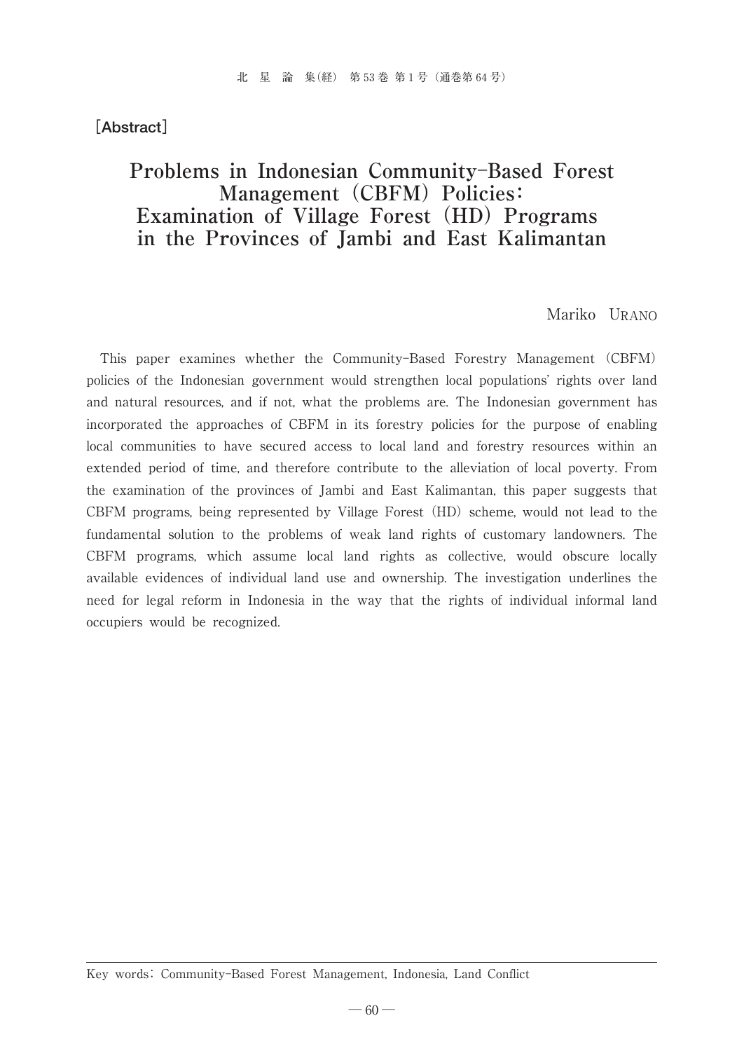[Abstract]

# Problems in Indonesian Community-Based Forest Management (CBFM) Policies: Examination of Village Forest (HD) Programs in the Provinces of Jambi and East Kalimantan

Mariko URANO

This paper examines whether the Community-Based Forestry Management (CBFM) policies of the Indonesian government would strengthen local populations' rights over land and natural resources, and if not, what the problems are. The Indonesian government has incorporated the approaches of CBFM in its forestry policies for the purpose of enabling local communities to have secured access to local land and forestry resources within an extended period of time, and therefore contribute to the alleviation of local poverty. From the examination of the provinces of Jambi and East Kalimantan, this paper suggests that CBFM programs, being represented by Village Forest (HD) scheme, would not lead to the fundamental solution to the problems of weak land rights of customary landowners. The CBFM programs, which assume local land rights as collective, would obscure locally available evidences of individual land use and ownership. The investigation underlines the need for legal reform in Indonesia in the way that the rights of individual informal land occupiers would be recognized.

Key words: Community-Based Forest Management, Indonesia, Land Conflict